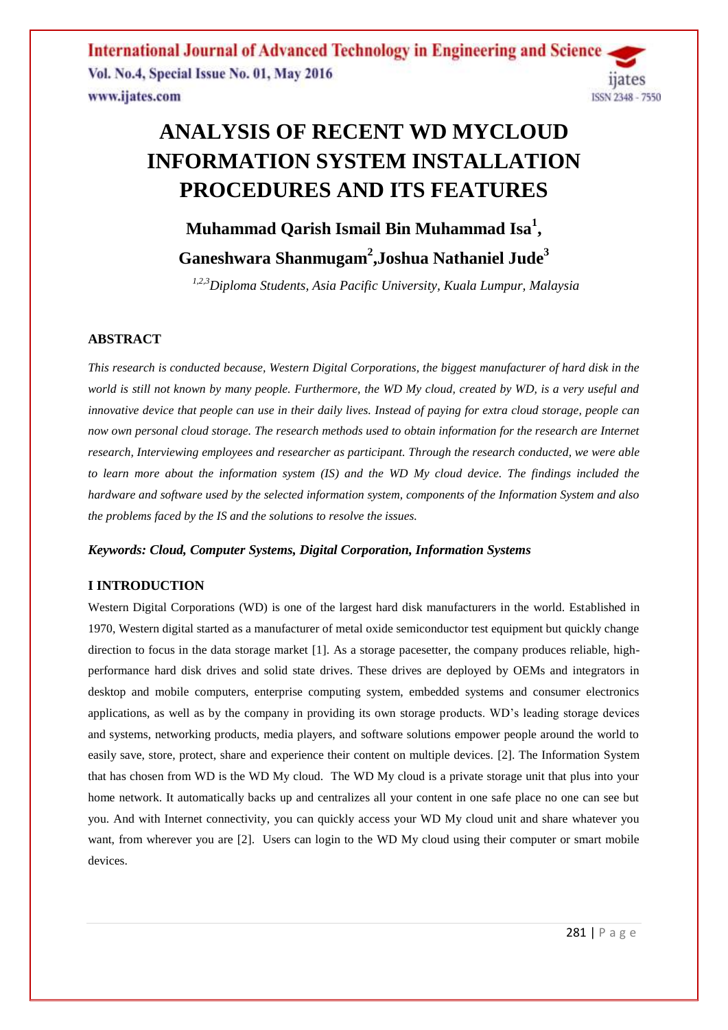# ANALYSIS OF RECENT WD MYCLOUD INFORMATION SYSTEM INSTALLATION PROCEDURES AND ITS FEATURES

**Muhammad Qarish Ismail Bin Muhammad Isa[1], Ganeshwara Shanmugam[2], Joshua Nathaniel Jude[3]**

*[1,2,3]Diploma Students, Asia Pacific University, Kuala Lumpur, Malaysia*

## ABSTRACT

*This research is conducted because, Western Digital Corporations, the biggest manufacturer of hard disk in the world is still not known by many people. Furthermore, the WD My cloud, created by WD, is a very useful and innovative device that people can use in their daily lives. Instead of paying for extra cloud storage, people can now own personal cloud storage. The research methods used to obtain information for the research are Internet research, Interviewing employees and researcher as participant. Through the research conducted, we were able to learn more about the information system (IS) and the WD My cloud device. The findings included the hardware and software used by the selected information system, components of the Information System and also the problems faced by the IS and the solutions to resolve the issues.*

***Keywords: Cloud, Computer Systems, Digital Corporation, Information Systems***

## I INTRODUCTION

Western Digital Corporations (WD) is one of the largest hard disk manufacturers in the world. Established in 1970, Western digital started as a manufacturer of metal oxide semiconductor test equipment but quickly change direction to focus in the data storage market [1]. As a storage pacesetter, the company produces reliable, high-performance hard disk drives and solid state drives. These drives are deployed by OEMs and integrators in desktop and mobile computers, enterprise computing system, embedded systems and consumer electronics applications, as well as by the company in providing its own storage products. WD's leading storage devices and systems, networking products, media players, and software solutions empower people around the world to easily save, store, protect, share and experience their content on multiple devices. [2]. The Information System that has chosen from WD is the WD My cloud. The WD My cloud is a private storage unit that plus into your home network. It automatically backs up and centralizes all your content in one safe place no one can see but you. And with Internet connectivity, you can quickly access your WD My cloud unit and share whatever you want, from wherever you are [2]. Users can login to the WD My cloud using their computer or smart mobile devices.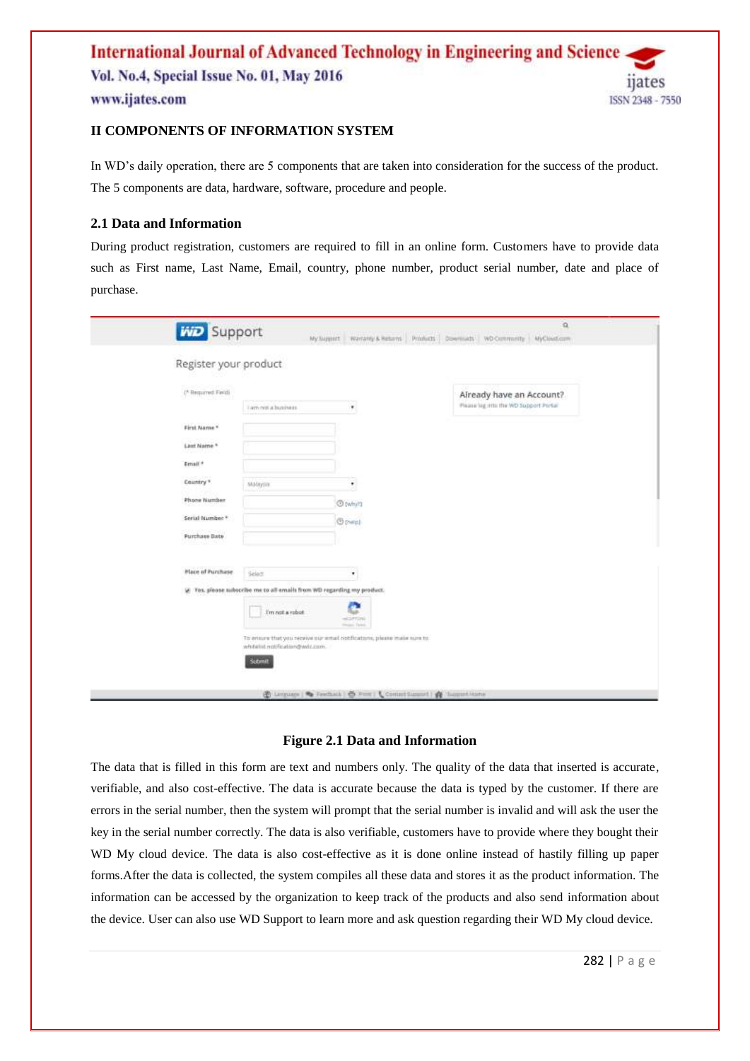## II COMPONENTS OF INFORMATION SYSTEM

In WD's daily operation, there are 5 components that are taken into consideration for the success of the product. The 5 components are data, hardware, software, procedure and people.

### 2.1 Data and Information

During product registration, customers are required to fill in an online form. Customers have to provide data such as First name, Last Name, Email, country, phone number, product serial number, date and place of purchase.

**Figure 2.1 Data and Information**

The data that is filled in this form are text and numbers only. The quality of the data that inserted is accurate, verifiable, and also cost-effective. The data is accurate because the data is typed by the customer. If there are errors in the serial number, then the system will prompt that the serial number is invalid and will ask the user the key in the serial number correctly. The data is also verifiable, customers have to provide where they bought their WD My cloud device. The data is also cost-effective as it is done online instead of hastily filling up paper forms.After the data is collected, the system compiles all these data and stores it as the product information. The information can be accessed by the organization to keep track of the products and also send information about the device. User can also use WD Support to learn more and ask question regarding their WD My cloud device.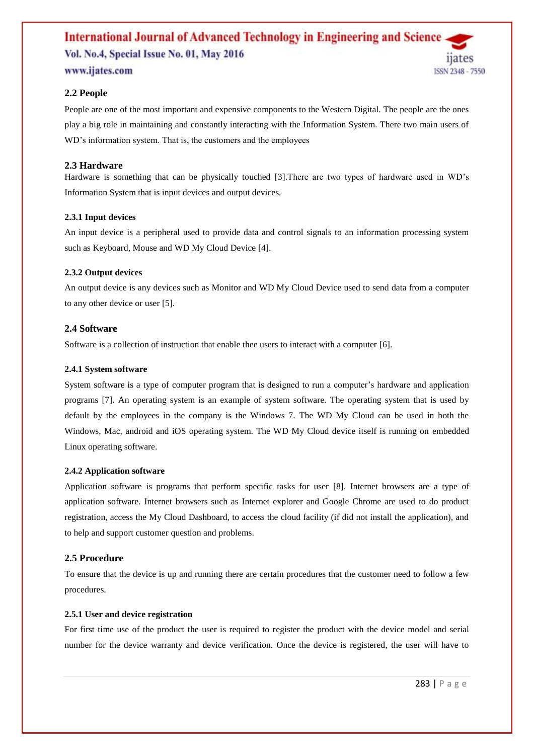## 2.2 People

People are one of the most important and expensive components to the Western Digital. The people are the ones play a big role in maintaining and constantly interacting with the Information System. There two main users of WD's information system. That is, the customers and the employees

## 2.3 Hardware

Hardware is something that can be physically touched [3].There are two types of hardware used in WD's Information System that is input devices and output devices.

### 2.3.1 Input devices

An input device is a peripheral used to provide data and control signals to an information processing system such as Keyboard, Mouse and WD My Cloud Device [4].

### 2.3.2 Output devices

An output device is any devices such as Monitor and WD My Cloud Device used to send data from a computer to any other device or user [5].

## 2.4 Software

Software is a collection of instruction that enable thee users to interact with a computer [6].

### 2.4.1 System software

System software is a type of computer program that is designed to run a computer's hardware and application programs [7]. An operating system is an example of system software. The operating system that is used by default by the employees in the company is the Windows 7. The WD My Cloud can be used in both the Windows, Mac, android and iOS operating system. The WD My Cloud device itself is running on embedded Linux operating software.

### 2.4.2 Application software

Application software is programs that perform specific tasks for user [8]. Internet browsers are a type of application software. Internet browsers such as Internet explorer and Google Chrome are used to do product registration, access the My Cloud Dashboard, to access the cloud facility (if did not install the application), and to help and support customer question and problems.

## 2.5 Procedure

To ensure that the device is up and running there are certain procedures that the customer need to follow a few procedures.

### 2.5.1 User and device registration

For first time use of the product the user is required to register the product with the device model and serial number for the device warranty and device verification. Once the device is registered, the user will have to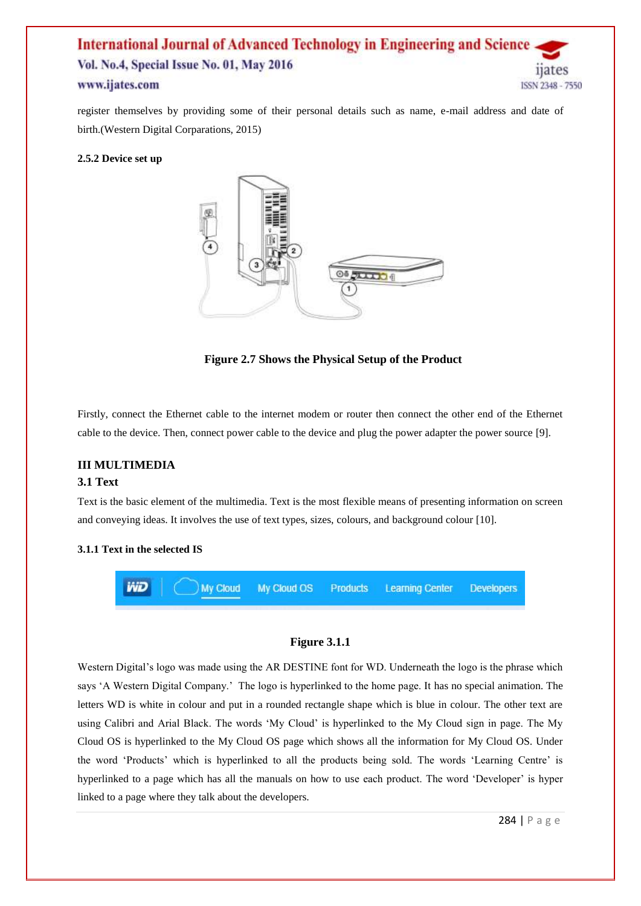register themselves by providing some of their personal details such as name, e-mail address and date of birth.(Western Digital Corparations, 2015)

#### 2.5.2 Device set up

**Figure 2.7 Shows the Physical Setup of the Product**

Firstly, connect the Ethernet cable to the internet modem or router then connect the other end of the Ethernet cable to the device. Then, connect power cable to the device and plug the power adapter the power source [9].

## III MULTIMEDIA

### 3.1 Text

Text is the basic element of the multimedia. Text is the most flexible means of presenting information on screen and conveying ideas. It involves the use of text types, sizes, colours, and background colour [10].

#### 3.1.1 Text in the selected IS

**Figure 3.1.1**

Western Digital's logo was made using the AR DESTINE font for WD. Underneath the logo is the phrase which says 'A Western Digital Company.' The logo is hyperlinked to the home page. It has no special animation. The letters WD is white in colour and put in a rounded rectangle shape which is blue in colour. The other text are using Calibri and Arial Black. The words 'My Cloud' is hyperlinked to the My Cloud sign in page. The My Cloud OS is hyperlinked to the My Cloud OS page which shows all the information for My Cloud OS. Under the word 'Products' which is hyperlinked to all the products being sold. The words 'Learning Centre' is hyperlinked to a page which has all the manuals on how to use each product. The word 'Developer' is hyper linked to a page where they talk about the developers.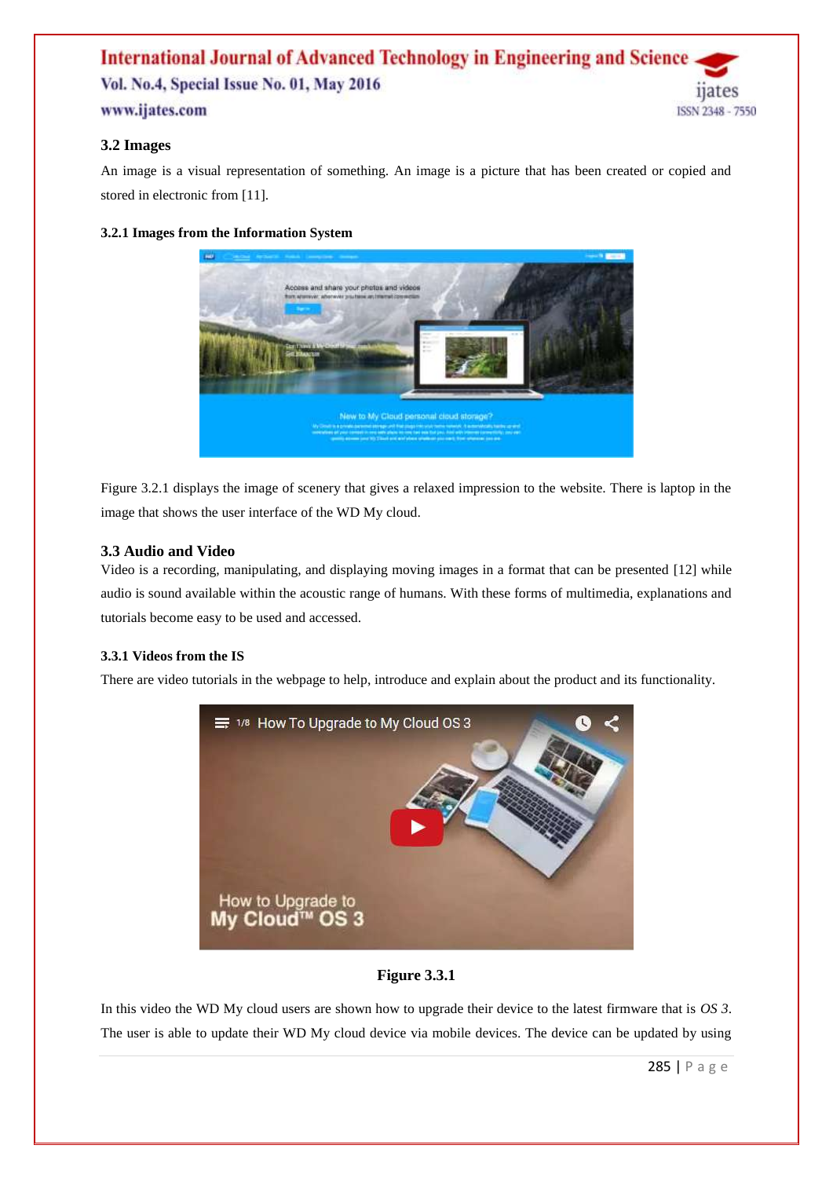### 3.2 Images

An image is a visual representation of something. An image is a picture that has been created or copied and stored in electronic from [11].

#### 3.2.1 Images from the Information System

Figure 3.2.1 displays the image of scenery that gives a relaxed impression to the website. There is laptop in the image that shows the user interface of the WD My cloud.

### 3.3 Audio and Video

Video is a recording, manipulating, and displaying moving images in a format that can be presented [12] while audio is sound available within the acoustic range of humans. With these forms of multimedia, explanations and tutorials become easy to be used and accessed.

#### 3.3.1 Videos from the IS

There are video tutorials in the webpage to help, introduce and explain about the product and its functionality.

**Figure 3.3.1**

In this video the WD My cloud users are shown how to upgrade their device to the latest firmware that is *OS 3*. The user is able to update their WD My cloud device via mobile devices. The device can be updated by using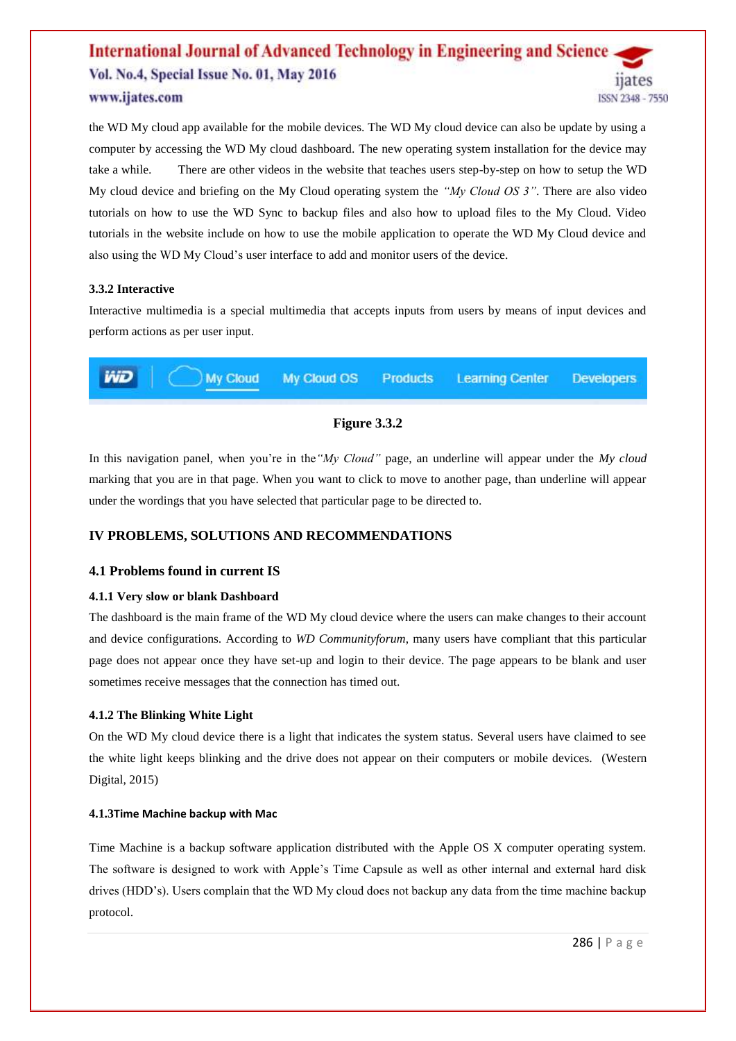the WD My cloud app available for the mobile devices. The WD My cloud device can also be update by using a computer by accessing the WD My cloud dashboard. The new operating system installation for the device may take a while. There are other videos in the website that teaches users step-by-step on how to setup the WD My cloud device and briefing on the My Cloud operating system the *"My Cloud OS 3"*. There are also video tutorials on how to use the WD Sync to backup files and also how to upload files to the My Cloud. Video tutorials in the website include on how to use the mobile application to operate the WD My Cloud device and also using the WD My Cloud's user interface to add and monitor users of the device.

### 3.3.2 Interactive

Interactive multimedia is a special multimedia that accepts inputs from users by means of input devices and perform actions as per user input.

WD | My Cloud | My Cloud OS | Products | Learning Center | Developers

**Figure 3.3.2**

In this navigation panel, when you're in the *"My Cloud"* page, an underline will appear under the *My cloud* marking that you are in that page. When you want to click to move to another page, than underline will appear under the wordings that you have selected that particular page to be directed to.

## IV PROBLEMS, SOLUTIONS AND RECOMMENDATIONS

### 4.1 Problems found in current IS

#### 4.1.1 Very slow or blank Dashboard

The dashboard is the main frame of the WD My cloud device where the users can make changes to their account and device configurations. According to *WD Communityforum*, many users have compliant that this particular page does not appear once they have set-up and login to their device. The page appears to be blank and user sometimes receive messages that the connection has timed out.

#### 4.1.2 The Blinking White Light

On the WD My cloud device there is a light that indicates the system status. Several users have claimed to see the white light keeps blinking and the drive does not appear on their computers or mobile devices. (Western Digital, 2015)

#### 4.1.3Time Machine backup with Mac

Time Machine is a backup software application distributed with the Apple OS X computer operating system. The software is designed to work with Apple's Time Capsule as well as other internal and external hard disk drives (HDD's). Users complain that the WD My cloud does not backup any data from the time machine backup protocol.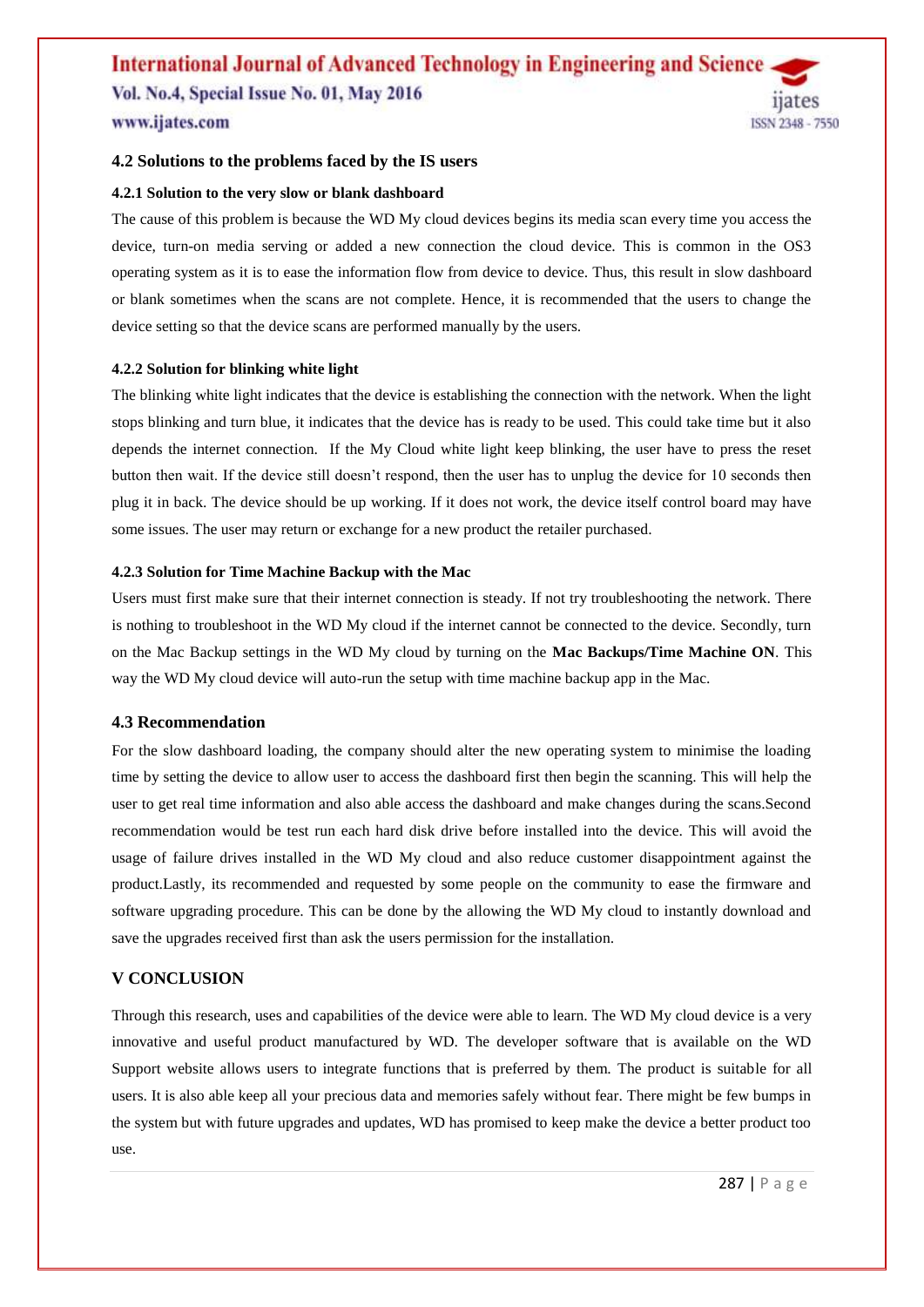### 4.2 Solutions to the problems faced by the IS users

#### 4.2.1 Solution to the very slow or blank dashboard

The cause of this problem is because the WD My cloud devices begins its media scan every time you access the device, turn-on media serving or added a new connection the cloud device. This is common in the OS3 operating system as it is to ease the information flow from device to device. Thus, this result in slow dashboard or blank sometimes when the scans are not complete. Hence, it is recommended that the users to change the device setting so that the device scans are performed manually by the users.

#### 4.2.2 Solution for blinking white light

The blinking white light indicates that the device is establishing the connection with the network. When the light stops blinking and turn blue, it indicates that the device has is ready to be used. This could take time but it also depends the internet connection. If the My Cloud white light keep blinking, the user have to press the reset button then wait. If the device still doesn't respond, then the user has to unplug the device for 10 seconds then plug it in back. The device should be up working. If it does not work, the device itself control board may have some issues. The user may return or exchange for a new product the retailer purchased.

#### 4.2.3 Solution for Time Machine Backup with the Mac

Users must first make sure that their internet connection is steady. If not try troubleshooting the network. There is nothing to troubleshoot in the WD My cloud if the internet cannot be connected to the device. Secondly, turn on the Mac Backup settings in the WD My cloud by turning on the **Mac Backups/Time Machine ON**. This way the WD My cloud device will auto-run the setup with time machine backup app in the Mac.

### 4.3 Recommendation

For the slow dashboard loading, the company should alter the new operating system to minimise the loading time by setting the device to allow user to access the dashboard first then begin the scanning. This will help the user to get real time information and also able access the dashboard and make changes during the scans.Second recommendation would be test run each hard disk drive before installed into the device. This will avoid the usage of failure drives installed in the WD My cloud and also reduce customer disappointment against the product.Lastly, its recommended and requested by some people on the community to ease the firmware and software upgrading procedure. This can be done by the allowing the WD My cloud to instantly download and save the upgrades received first than ask the users permission for the installation.

## V CONCLUSION

Through this research, uses and capabilities of the device were able to learn. The WD My cloud device is a very innovative and useful product manufactured by WD. The developer software that is available on the WD Support website allows users to integrate functions that is preferred by them. The product is suitable for all users. It is also able keep all your precious data and memories safely without fear. There might be few bumps in the system but with future upgrades and updates, WD has promised to keep make the device a better product too use.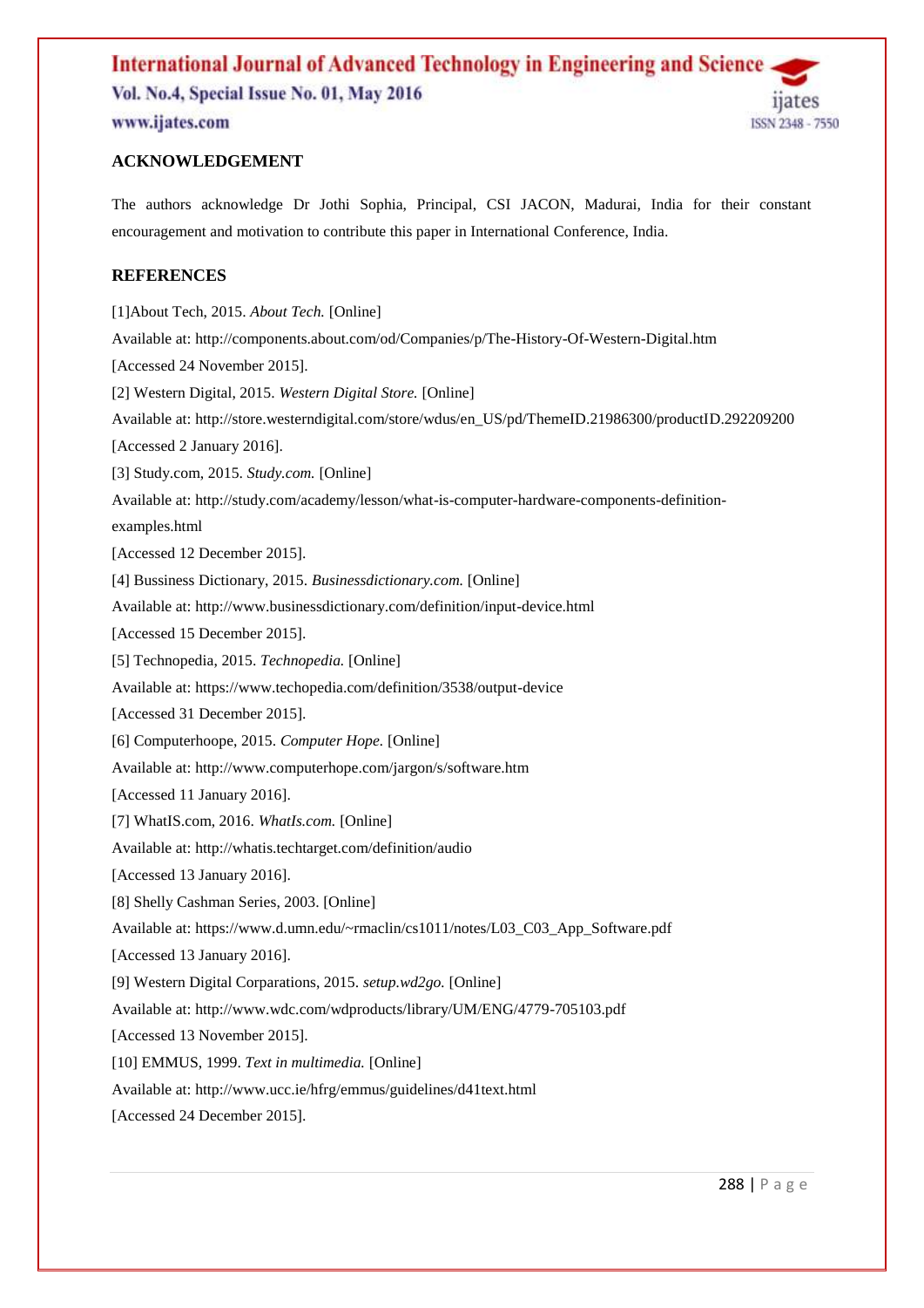## ACKNOWLEDGEMENT

The authors acknowledge Dr Jothi Sophia, Principal, CSI JACON, Madurai, India for their constant encouragement and motivation to contribute this paper in International Conference, India.

## REFERENCES

[1]About Tech, 2015. *About Tech.* [Online]
Available at: http://components.about.com/od/Companies/p/The-History-Of-Western-Digital.htm
[Accessed 24 November 2015].

[2] Western Digital, 2015. *Western Digital Store.* [Online]
Available at: http://store.westerndigital.com/store/wdus/en_US/pd/ThemeID.21986300/productID.292209200
[Accessed 2 January 2016].

[3] Study.com, 2015. *Study.com.* [Online]
Available at: http://study.com/academy/lesson/what-is-computer-hardware-components-definition-examples.html
[Accessed 12 December 2015].

[4] Bussiness Dictionary, 2015. *Businessdictionary.com.* [Online]
Available at: http://www.businessdictionary.com/definition/input-device.html
[Accessed 15 December 2015].

[5] Technopedia, 2015. *Technopedia.* [Online]
Available at: https://www.techopedia.com/definition/3538/output-device
[Accessed 31 December 2015].

[6] Computerhoope, 2015. *Computer Hope.* [Online]
Available at: http://www.computerhope.com/jargon/s/software.htm
[Accessed 11 January 2016].

[7] WhatIS.com, 2016. *WhatIs.com.* [Online]
Available at: http://whatis.techtarget.com/definition/audio
[Accessed 13 January 2016].

[8] Shelly Cashman Series, 2003. [Online]
Available at: https://www.d.umn.edu/~rmaclin/cs1011/notes/L03_C03_App_Software.pdf
[Accessed 13 January 2016].

[9] Western Digital Corparations, 2015. *setup.wd2go.* [Online]
Available at: http://www.wdc.com/wdproducts/library/UM/ENG/4779-705103.pdf
[Accessed 13 November 2015].

[10] EMMUS, 1999. *Text in multimedia.* [Online]
Available at: http://www.ucc.ie/hfrg/emmus/guidelines/d41text.html
[Accessed 24 December 2015].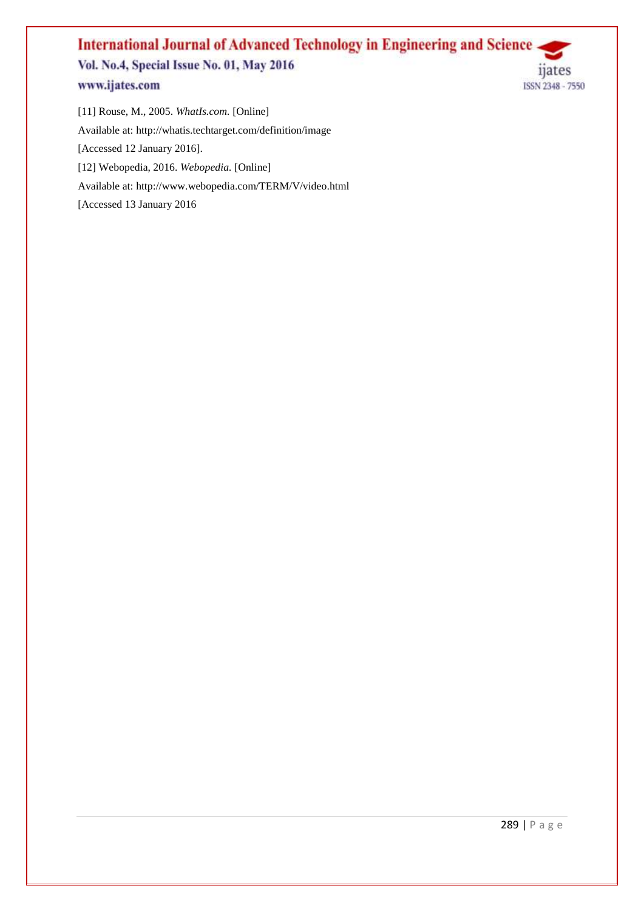[11] Rouse, M., 2005. *WhatIs.com.* [Online]

Available at: http://whatis.techtarget.com/definition/image

[Accessed 12 January 2016].

[12] Webopedia, 2016. *Webopedia.* [Online]

Available at: http://www.webopedia.com/TERM/V/video.html

[Accessed 13 January 2016